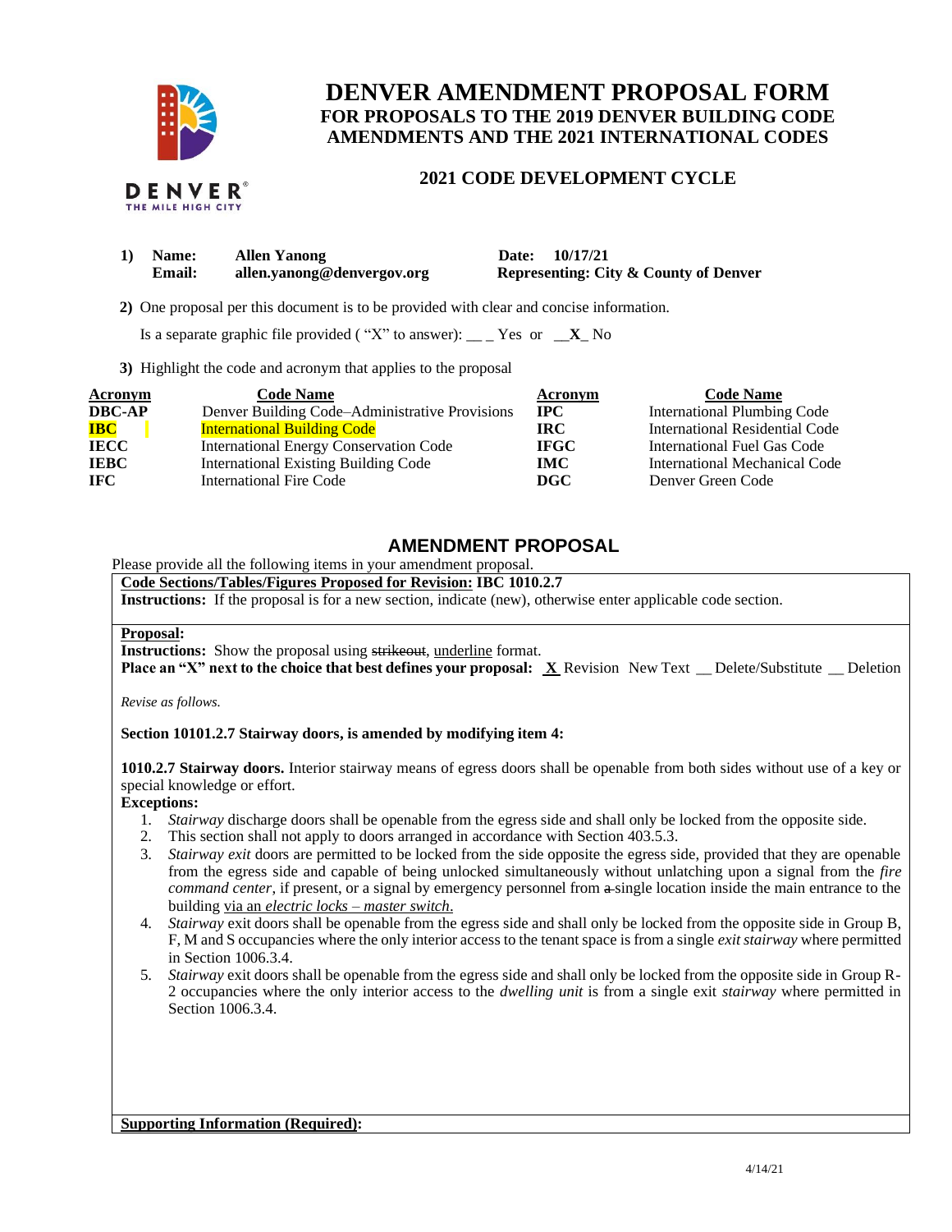# DENVER AMENDMENT PROPOSAL FORM

## FOR PROPOSALS TO THE 2019 DENVER BUILDING CODE AMENDMENTS AND THE 2021 INTERNATIONAL CODES

### 2021 CODE DEVELOPMENT CYCLE

**1) Name:** **Allen Yanong** **Date:** **10/17/21**
**Email:** **allen.yanong@denvergov.org** **Representing: City & County of Denver**

**2)** One proposal per this document is to be provided with clear and concise information.

Is a separate graphic file provided ( "X" to answer): __ _ Yes or __**X**_ No

**3)** Highlight the code and acronym that applies to the proposal

| Acronym | Code Name | Acronym | Code Name |
|---|---|---|---|
| **DBC-AP** | Denver Building Code–Administrative Provisions | **IPC** | International Plumbing Code |
| **IBC** | International Building Code | **IRC** | International Residential Code |
| **IECC** | International Energy Conservation Code | **IFGC** | International Fuel Gas Code |
| **IEBC** | International Existing Building Code | **IMC** | International Mechanical Code |
| **IFC** | International Fire Code | **DGC** | Denver Green Code |

## AMENDMENT PROPOSAL

Please provide all the following items in your amendment proposal.

**Code Sections/Tables/Figures Proposed for Revision: IBC 1010.2.7**

**Instructions:** If the proposal is for a new section, indicate (new), otherwise enter applicable code section.

**Proposal:**

**Instructions:** Show the proposal using ~~strikeout~~, <u>underline</u> format.

**Place an "X" next to the choice that best defines your proposal:** _**X**_ Revision New Text __ Delete/Substitute __ Deletion

*Revise as follows.*

**Section 10101.2.7 Stairway doors, is amended by modifying item 4:**

**1010.2.7 Stairway doors.** Interior stairway means of egress doors shall be openable from both sides without use of a key or special knowledge or effort.

**Exceptions:**

1. *Stairway* discharge doors shall be openable from the egress side and shall only be locked from the opposite side.
2. This section shall not apply to doors arranged in accordance with Section 403.5.3.
3. *Stairway exit* doors are permitted to be locked from the side opposite the egress side, provided that they are openable from the egress side and capable of being unlocked simultaneously without unlatching upon a signal from the *fire command center*, if present, or a signal by emergency personnel from ~~a~~ single location inside the main entrance to the building <u>via an *electric locks – master switch*</u>.
4. *Stairway* exit doors shall be openable from the egress side and shall only be locked from the opposite side in Group B, F, M and S occupancies where the only interior access to the tenant space is from a single *exit stairway* where permitted in Section 1006.3.4.
5. *Stairway* exit doors shall be openable from the egress side and shall only be locked from the opposite side in Group R-2 occupancies where the only interior access to the *dwelling unit* is from a single exit *stairway* where permitted in Section 1006.3.4.

**Supporting Information (Required):**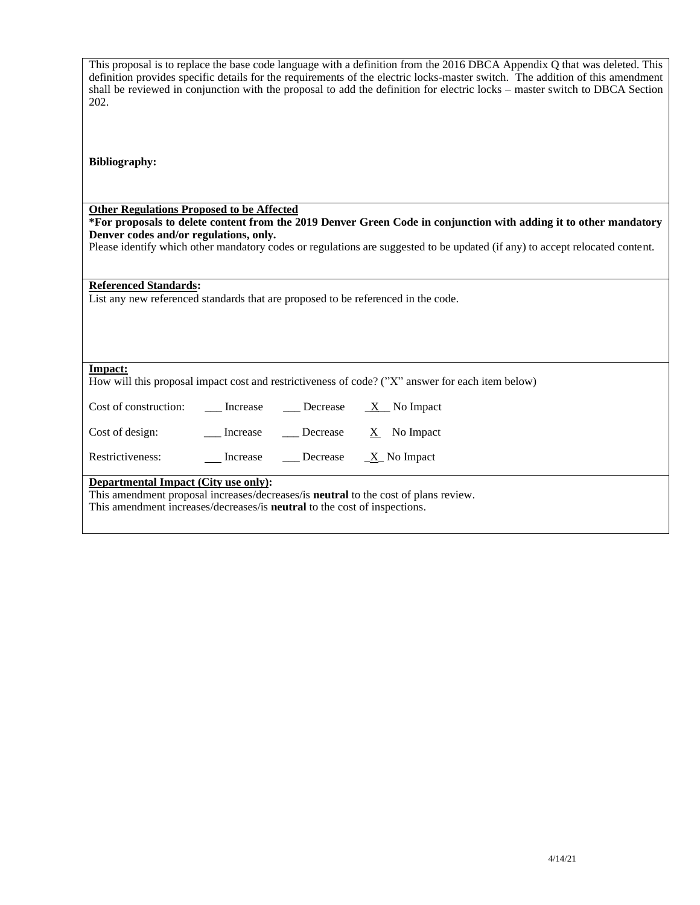This proposal is to replace the base code language with a definition from the 2016 DBCA Appendix Q that was deleted. This definition provides specific details for the requirements of the electric locks-master switch. The addition of this amendment shall be reviewed in conjunction with the proposal to add the definition for electric locks – master switch to DBCA Section 202.

**Bibliography:**

**Other Regulations Proposed to be Affected**

**\*For proposals to delete content from the 2019 Denver Green Code in conjunction with adding it to other mandatory Denver codes and/or regulations, only.**

Please identify which other mandatory codes or regulations are suggested to be updated (if any) to accept relocated content.

**Referenced Standards:**

List any new referenced standards that are proposed to be referenced in the code.

**Impact:**

How will this proposal impact cost and restrictiveness of code? ("X" answer for each item below)

| | | | |
|---|---|---|---|
| Cost of construction: | ___ Increase | ___ Decrease | _X__ No Impact |
| Cost of design: | ___ Increase | ___ Decrease | X No Impact |
| Restrictiveness: | ___ Increase | ___ Decrease | _X_ No Impact |

**Departmental Impact (City use only):**

This amendment proposal increases/decreases/is **neutral** to the cost of plans review.

This amendment increases/decreases/is **neutral** to the cost of inspections.